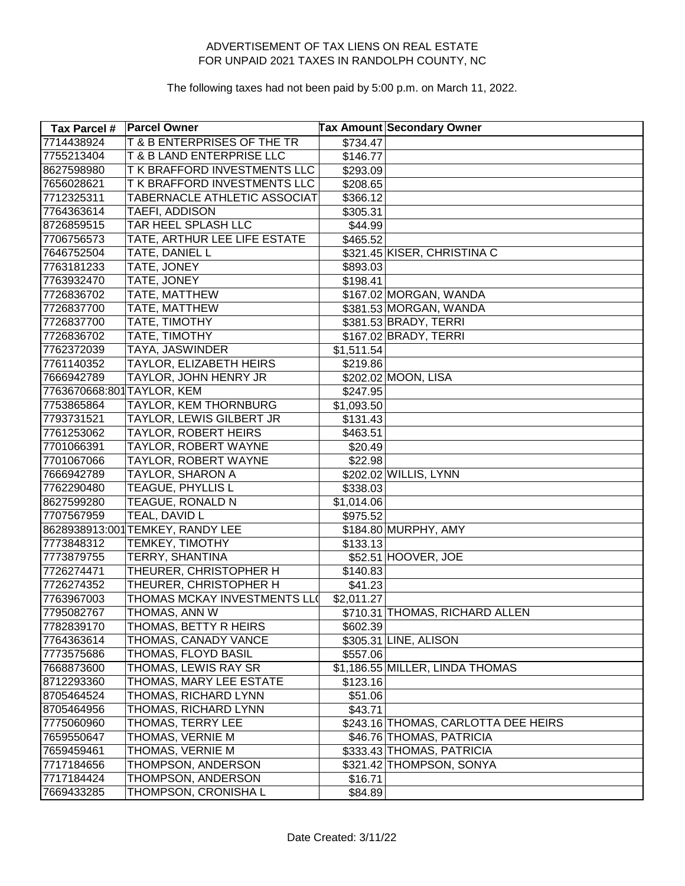ADVERTISEMENT OF TAX LIENS ON REAL ESTATE
FOR UNPAID 2021 TAXES IN RANDOLPH COUNTY, NC

The following taxes had not been paid by 5:00 p.m. on March 11, 2022.

| Tax Parcel # | Parcel Owner | Tax Amount | Secondary Owner |
|---|---|---|---|
| 7714438924 | T & B ENTERPRISES OF THE TR | $734.47 | |
| 7755213404 | T & B LAND ENTERPRISE LLC | $146.77 | |
| 8627598980 | T K BRAFFORD INVESTMENTS LLC | $293.09 | |
| 7656028621 | T K BRAFFORD INVESTMENTS LLC | $208.65 | |
| 7712325311 | TABERNACLE ATHLETIC ASSOCIAT | $366.12 | |
| 7764363614 | TAEFI, ADDISON | $305.31 | |
| 8726859515 | TAR HEEL SPLASH LLC | $44.99 | |
| 7706756573 | TATE, ARTHUR LEE LIFE ESTATE | $465.52 | |
| 7646752504 | TATE, DANIEL L | $321.45 | KISER, CHRISTINA C |
| 7763181233 | TATE, JONEY | $893.03 | |
| 7763932470 | TATE, JONEY | $198.41 | |
| 7726836702 | TATE, MATTHEW | $167.02 | MORGAN, WANDA |
| 7726837700 | TATE, MATTHEW | $381.53 | MORGAN, WANDA |
| 7726837700 | TATE, TIMOTHY | $381.53 | BRADY, TERRI |
| 7726836702 | TATE, TIMOTHY | $167.02 | BRADY, TERRI |
| 7762372039 | TAYA, JASWINDER | $1,511.54 | |
| 7761140352 | TAYLOR, ELIZABETH HEIRS | $219.86 | |
| 7666942789 | TAYLOR, JOHN HENRY JR | $202.02 | MOON, LISA |
| 7763670668:801 | TAYLOR, KEM | $247.95 | |
| 7753865864 | TAYLOR, KEM THORNBURG | $1,093.50 | |
| 7793731521 | TAYLOR, LEWIS GILBERT JR | $131.43 | |
| 7761253062 | TAYLOR, ROBERT HEIRS | $463.51 | |
| 7701066391 | TAYLOR, ROBERT WAYNE | $20.49 | |
| 7701067066 | TAYLOR, ROBERT WAYNE | $22.98 | |
| 7666942789 | TAYLOR, SHARON A | $202.02 | WILLIS, LYNN |
| 7762290480 | TEAGUE, PHYLLIS L | $338.03 | |
| 8627599280 | TEAGUE, RONALD N | $1,014.06 | |
| 7707567959 | TEAL, DAVID L | $975.52 | |
| 8628938913:001 | TEMKEY, RANDY LEE | $184.80 | MURPHY, AMY |
| 7773848312 | TEMKEY, TIMOTHY | $133.13 | |
| 7773879755 | TERRY, SHANTINA | $52.51 | HOOVER, JOE |
| 7726274471 | THEURER, CHRISTOPHER H | $140.83 | |
| 7726274352 | THEURER, CHRISTOPHER H | $41.23 | |
| 7763967003 | THOMAS MCKAY INVESTMENTS LL( | $2,011.27 | |
| 7795082767 | THOMAS, ANN W | $710.31 | THOMAS, RICHARD ALLEN |
| 7782839170 | THOMAS, BETTY R HEIRS | $602.39 | |
| 7764363614 | THOMAS, CANADY VANCE | $305.31 | LINE, ALISON |
| 7773575686 | THOMAS, FLOYD BASIL | $557.06 | |
| 7668873600 | THOMAS, LEWIS RAY SR | $1,186.55 | MILLER, LINDA THOMAS |
| 8712293360 | THOMAS, MARY LEE ESTATE | $123.16 | |
| 8705464524 | THOMAS, RICHARD LYNN | $51.06 | |
| 8705464956 | THOMAS, RICHARD LYNN | $43.71 | |
| 7775060960 | THOMAS, TERRY LEE | $243.16 | THOMAS, CARLOTTA DEE HEIRS |
| 7659550647 | THOMAS, VERNIE M | $46.76 | THOMAS, PATRICIA |
| 7659459461 | THOMAS, VERNIE M | $333.43 | THOMAS, PATRICIA |
| 7717184656 | THOMPSON, ANDERSON | $321.42 | THOMPSON, SONYA |
| 7717184424 | THOMPSON, ANDERSON | $16.71 | |
| 7669433285 | THOMPSON, CRONISHA L | $84.89 | |

Date Created: 3/11/22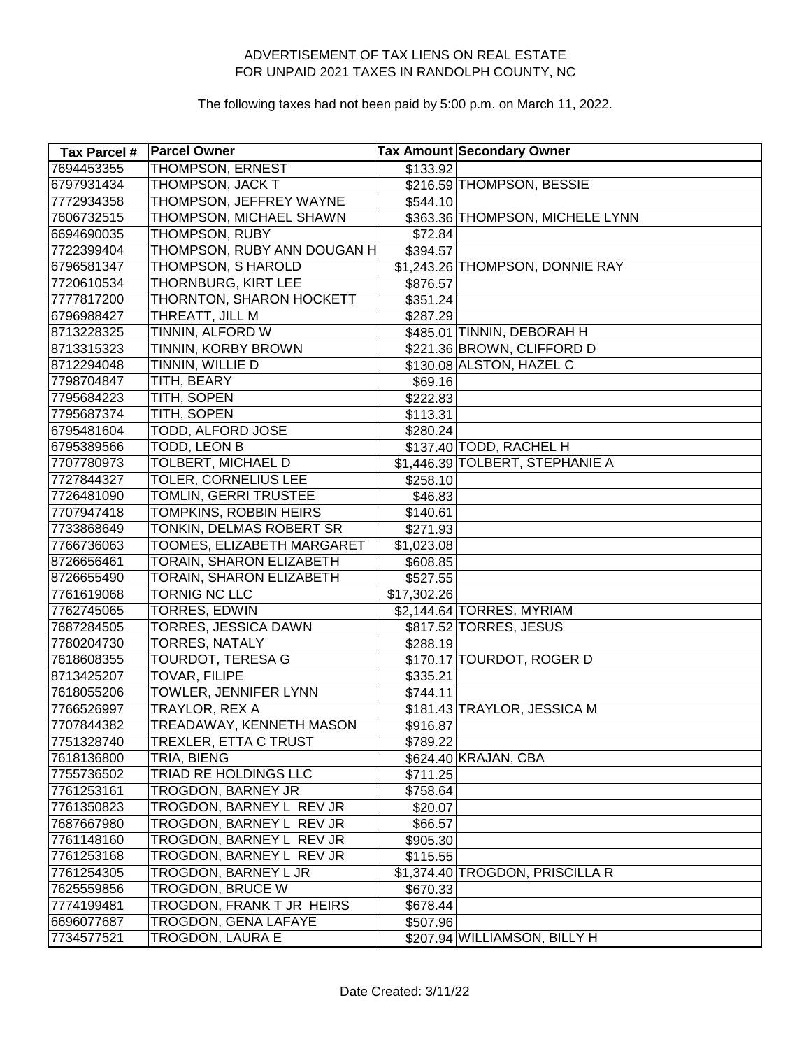ADVERTISEMENT OF TAX LIENS ON REAL ESTATE
FOR UNPAID 2021 TAXES IN RANDOLPH COUNTY, NC

The following taxes had not been paid by 5:00 p.m. on March 11, 2022.

| Tax Parcel # | Parcel Owner | Tax Amount | Secondary Owner |
|---|---|---|---|
| 7694453355 | THOMPSON, ERNEST | $133.92 | |
| 6797931434 | THOMPSON, JACK T | $216.59 | THOMPSON, BESSIE |
| 7772934358 | THOMPSON, JEFFREY WAYNE | $544.10 | |
| 7606732515 | THOMPSON, MICHAEL SHAWN | $363.36 | THOMPSON, MICHELE LYNN |
| 6694690035 | THOMPSON, RUBY | $72.84 | |
| 7722399404 | THOMPSON, RUBY ANN DOUGAN H | $394.57 | |
| 6796581347 | THOMPSON, S HAROLD | $1,243.26 | THOMPSON, DONNIE RAY |
| 7720610534 | THORNBURG, KIRT LEE | $876.57 | |
| 7777817200 | THORNTON, SHARON HOCKETT | $351.24 | |
| 6796988427 | THREATT, JILL M | $287.29 | |
| 8713228325 | TINNIN, ALFORD W | $485.01 | TINNIN, DEBORAH H |
| 8713315323 | TINNIN, KORBY BROWN | $221.36 | BROWN, CLIFFORD D |
| 8712294048 | TINNIN, WILLIE D | $130.08 | ALSTON, HAZEL C |
| 7798704847 | TITH, BEARY | $69.16 | |
| 7795684223 | TITH, SOPEN | $222.83 | |
| 7795687374 | TITH, SOPEN | $113.31 | |
| 6795481604 | TODD, ALFORD JOSE | $280.24 | |
| 6795389566 | TODD, LEON B | $137.40 | TODD, RACHEL H |
| 7707780973 | TOLBERT, MICHAEL D | $1,446.39 | TOLBERT, STEPHANIE A |
| 7727844327 | TOLER, CORNELIUS LEE | $258.10 | |
| 7726481090 | TOMLIN, GERRI TRUSTEE | $46.83 | |
| 7707947418 | TOMPKINS, ROBBIN HEIRS | $140.61 | |
| 7733868649 | TONKIN, DELMAS ROBERT SR | $271.93 | |
| 7766736063 | TOOMES, ELIZABETH MARGARET | $1,023.08 | |
| 8726656461 | TORAIN, SHARON ELIZABETH | $608.85 | |
| 8726655490 | TORAIN, SHARON ELIZABETH | $527.55 | |
| 7761619068 | TORNIG NC LLC | $17,302.26 | |
| 7762745065 | TORRES, EDWIN | $2,144.64 | TORRES, MYRIAM |
| 7687284505 | TORRES, JESSICA DAWN | $817.52 | TORRES, JESUS |
| 7780204730 | TORRES, NATALY | $288.19 | |
| 7618608355 | TOURDOT, TERESA G | $170.17 | TOURDOT, ROGER D |
| 8713425207 | TOVAR, FILIPE | $335.21 | |
| 7618055206 | TOWLER, JENNIFER LYNN | $744.11 | |
| 7766526997 | TRAYLOR, REX A | $181.43 | TRAYLOR, JESSICA M |
| 7707844382 | TREADAWAY, KENNETH MASON | $916.87 | |
| 7751328740 | TREXLER, ETTA C TRUST | $789.22 | |
| 7618136800 | TRIA, BIENG | $624.40 | KRAJAN, CBA |
| 7755736502 | TRIAD RE HOLDINGS LLC | $711.25 | |
| 7761253161 | TROGDON, BARNEY JR | $758.64 | |
| 7761350823 | TROGDON, BARNEY L REV JR | $20.07 | |
| 7687667980 | TROGDON, BARNEY L REV JR | $66.57 | |
| 7761148160 | TROGDON, BARNEY L REV JR | $905.30 | |
| 7761253168 | TROGDON, BARNEY L REV JR | $115.55 | |
| 7761254305 | TROGDON, BARNEY L JR | $1,374.40 | TROGDON, PRISCILLA R |
| 7625559856 | TROGDON, BRUCE W | $670.33 | |
| 7774199481 | TROGDON, FRANK T JR HEIRS | $678.44 | |
| 6696077687 | TROGDON, GENA LAFAYE | $507.96 | |
| 7734577521 | TROGDON, LAURA E | $207.94 | WILLIAMSON, BILLY H |

Date Created: 3/11/22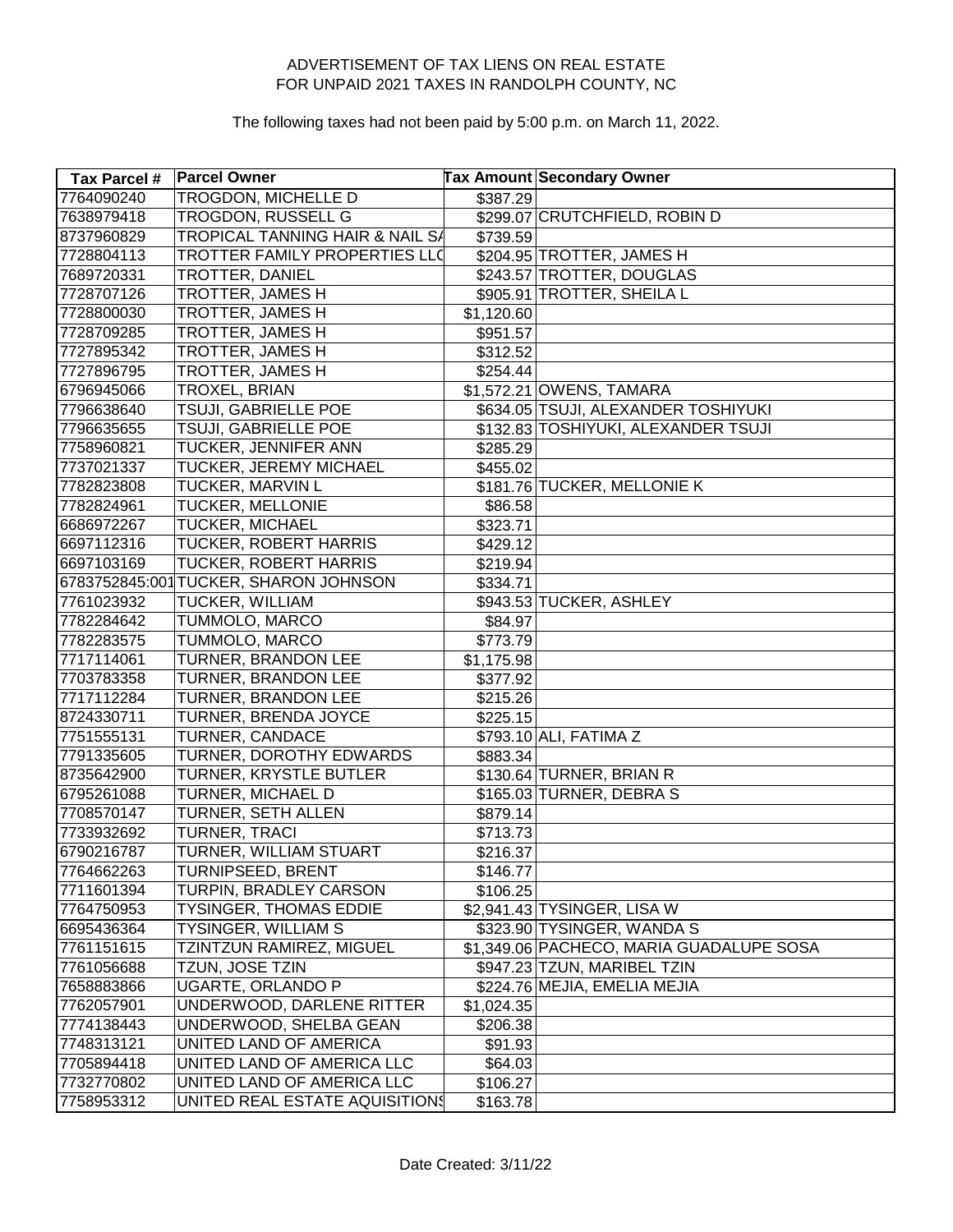ADVERTISEMENT OF TAX LIENS ON REAL ESTATE
FOR UNPAID 2021 TAXES IN RANDOLPH COUNTY, NC

The following taxes had not been paid by 5:00 p.m. on March 11, 2022.

| Tax Parcel # | Parcel Owner | Tax Amount | Secondary Owner |
|---|---|---|---|
| 7764090240 | TROGDON, MICHELLE D | $387.29 | |
| 7638979418 | TROGDON, RUSSELL G | $299.07 | CRUTCHFIELD, ROBIN D |
| 8737960829 | TROPICAL TANNING HAIR & NAIL SA | $739.59 | |
| 7728804113 | TROTTER FAMILY PROPERTIES LLC | $204.95 | TROTTER, JAMES H |
| 7689720331 | TROTTER, DANIEL | $243.57 | TROTTER, DOUGLAS |
| 7728707126 | TROTTER, JAMES H | $905.91 | TROTTER, SHEILA L |
| 7728800030 | TROTTER, JAMES H | $1,120.60 | |
| 7728709285 | TROTTER, JAMES H | $951.57 | |
| 7727895342 | TROTTER, JAMES H | $312.52 | |
| 7727896795 | TROTTER, JAMES H | $254.44 | |
| 6796945066 | TROXEL, BRIAN | $1,572.21 | OWENS, TAMARA |
| 7796638640 | TSUJI, GABRIELLE POE | $634.05 | TSUJI, ALEXANDER TOSHIYUKI |
| 7796635655 | TSUJI, GABRIELLE POE | $132.83 | TOSHIYUKI, ALEXANDER TSUJI |
| 7758960821 | TUCKER, JENNIFER ANN | $285.29 | |
| 7737021337 | TUCKER, JEREMY MICHAEL | $455.02 | |
| 7782823808 | TUCKER, MARVIN L | $181.76 | TUCKER, MELLONIE K |
| 7782824961 | TUCKER, MELLONIE | $86.58 | |
| 6686972267 | TUCKER, MICHAEL | $323.71 | |
| 6697112316 | TUCKER, ROBERT HARRIS | $429.12 | |
| 6697103169 | TUCKER, ROBERT HARRIS | $219.94 | |
| 6783752845:001 | TUCKER, SHARON JOHNSON | $334.71 | |
| 7761023932 | TUCKER, WILLIAM | $943.53 | TUCKER, ASHLEY |
| 7782284642 | TUMMOLO, MARCO | $84.97 | |
| 7782283575 | TUMMOLO, MARCO | $773.79 | |
| 7717114061 | TURNER, BRANDON LEE | $1,175.98 | |
| 7703783358 | TURNER, BRANDON LEE | $377.92 | |
| 7717112284 | TURNER, BRANDON LEE | $215.26 | |
| 8724330711 | TURNER, BRENDA JOYCE | $225.15 | |
| 7751555131 | TURNER, CANDACE | $793.10 | ALI, FATIMA Z |
| 7791335605 | TURNER, DOROTHY EDWARDS | $883.34 | |
| 8735642900 | TURNER, KRYSTLE BUTLER | $130.64 | TURNER, BRIAN R |
| 6795261088 | TURNER, MICHAEL D | $165.03 | TURNER, DEBRA S |
| 7708570147 | TURNER, SETH ALLEN | $879.14 | |
| 7733932692 | TURNER, TRACI | $713.73 | |
| 6790216787 | TURNER, WILLIAM STUART | $216.37 | |
| 7764662263 | TURNIPSEED, BRENT | $146.77 | |
| 7711601394 | TURPIN, BRADLEY CARSON | $106.25 | |
| 7764750953 | TYSINGER, THOMAS EDDIE | $2,941.43 | TYSINGER, LISA W |
| 6695436364 | TYSINGER, WILLIAM S | $323.90 | TYSINGER, WANDA S |
| 7761151615 | TZINTZUN RAMIREZ, MIGUEL | $1,349.06 | PACHECO, MARIA GUADALUPE SOSA |
| 7761056688 | TZUN, JOSE TZIN | $947.23 | TZUN, MARIBEL TZIN |
| 7658883866 | UGARTE, ORLANDO P | $224.76 | MEJIA, EMELIA MEJIA |
| 7762057901 | UNDERWOOD, DARLENE RITTER | $1,024.35 | |
| 7774138443 | UNDERWOOD, SHELBA GEAN | $206.38 | |
| 7748313121 | UNITED LAND OF AMERICA | $91.93 | |
| 7705894418 | UNITED LAND OF AMERICA LLC | $64.03 | |
| 7732770802 | UNITED LAND OF AMERICA LLC | $106.27 | |
| 7758953312 | UNITED REAL ESTATE AQUISITIONS | $163.78 | |

Date Created: 3/11/22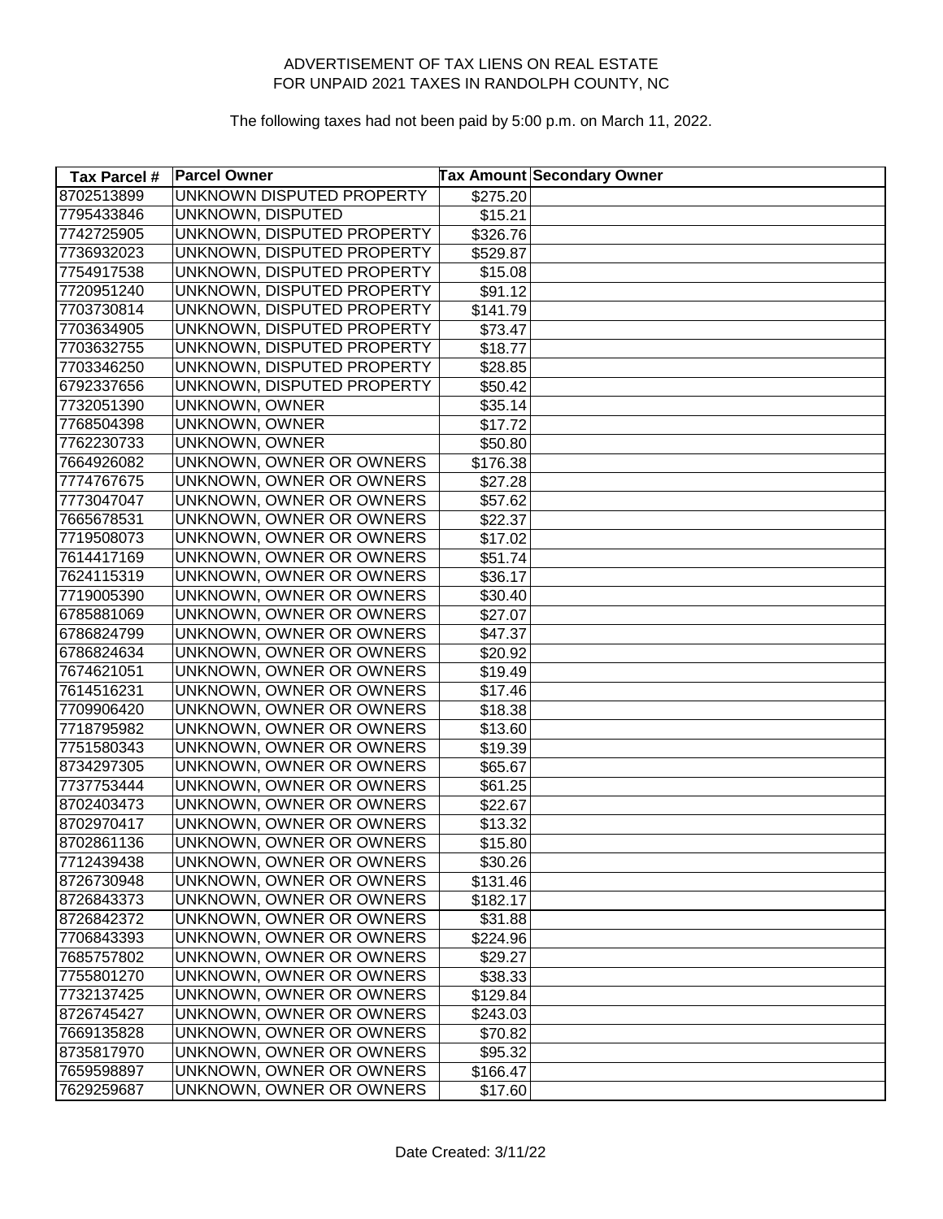ADVERTISEMENT OF TAX LIENS ON REAL ESTATE
FOR UNPAID 2021 TAXES IN RANDOLPH COUNTY, NC

The following taxes had not been paid by 5:00 p.m. on March 11, 2022.

| Tax Parcel # | Parcel Owner | Tax Amount | Secondary Owner |
|---|---|---|---|
| 8702513899 | UNKNOWN DISPUTED PROPERTY | $275.20 | |
| 7795433846 | UNKNOWN, DISPUTED | $15.21 | |
| 7742725905 | UNKNOWN, DISPUTED PROPERTY | $326.76 | |
| 7736932023 | UNKNOWN, DISPUTED PROPERTY | $529.87 | |
| 7754917538 | UNKNOWN, DISPUTED PROPERTY | $15.08 | |
| 7720951240 | UNKNOWN, DISPUTED PROPERTY | $91.12 | |
| 7703730814 | UNKNOWN, DISPUTED PROPERTY | $141.79 | |
| 7703634905 | UNKNOWN, DISPUTED PROPERTY | $73.47 | |
| 7703632755 | UNKNOWN, DISPUTED PROPERTY | $18.77 | |
| 7703346250 | UNKNOWN, DISPUTED PROPERTY | $28.85 | |
| 6792337656 | UNKNOWN, DISPUTED PROPERTY | $50.42 | |
| 7732051390 | UNKNOWN, OWNER | $35.14 | |
| 7768504398 | UNKNOWN, OWNER | $17.72 | |
| 7762230733 | UNKNOWN, OWNER | $50.80 | |
| 7664926082 | UNKNOWN, OWNER OR OWNERS | $176.38 | |
| 7774767675 | UNKNOWN, OWNER OR OWNERS | $27.28 | |
| 7773047047 | UNKNOWN, OWNER OR OWNERS | $57.62 | |
| 7665678531 | UNKNOWN, OWNER OR OWNERS | $22.37 | |
| 7719508073 | UNKNOWN, OWNER OR OWNERS | $17.02 | |
| 7614417169 | UNKNOWN, OWNER OR OWNERS | $51.74 | |
| 7624115319 | UNKNOWN, OWNER OR OWNERS | $36.17 | |
| 7719005390 | UNKNOWN, OWNER OR OWNERS | $30.40 | |
| 6785881069 | UNKNOWN, OWNER OR OWNERS | $27.07 | |
| 6786824799 | UNKNOWN, OWNER OR OWNERS | $47.37 | |
| 6786824634 | UNKNOWN, OWNER OR OWNERS | $20.92 | |
| 7674621051 | UNKNOWN, OWNER OR OWNERS | $19.49 | |
| 7614516231 | UNKNOWN, OWNER OR OWNERS | $17.46 | |
| 7709906420 | UNKNOWN, OWNER OR OWNERS | $18.38 | |
| 7718795982 | UNKNOWN, OWNER OR OWNERS | $13.60 | |
| 7751580343 | UNKNOWN, OWNER OR OWNERS | $19.39 | |
| 8734297305 | UNKNOWN, OWNER OR OWNERS | $65.67 | |
| 7737753444 | UNKNOWN, OWNER OR OWNERS | $61.25 | |
| 8702403473 | UNKNOWN, OWNER OR OWNERS | $22.67 | |
| 8702970417 | UNKNOWN, OWNER OR OWNERS | $13.32 | |
| 8702861136 | UNKNOWN, OWNER OR OWNERS | $15.80 | |
| 7712439438 | UNKNOWN, OWNER OR OWNERS | $30.26 | |
| 8726730948 | UNKNOWN, OWNER OR OWNERS | $131.46 | |
| 8726843373 | UNKNOWN, OWNER OR OWNERS | $182.17 | |
| 8726842372 | UNKNOWN, OWNER OR OWNERS | $31.88 | |
| 7706843393 | UNKNOWN, OWNER OR OWNERS | $224.96 | |
| 7685757802 | UNKNOWN, OWNER OR OWNERS | $29.27 | |
| 7755801270 | UNKNOWN, OWNER OR OWNERS | $38.33 | |
| 7732137425 | UNKNOWN, OWNER OR OWNERS | $129.84 | |
| 8726745427 | UNKNOWN, OWNER OR OWNERS | $243.03 | |
| 7669135828 | UNKNOWN, OWNER OR OWNERS | $70.82 | |
| 8735817970 | UNKNOWN, OWNER OR OWNERS | $95.32 | |
| 7659598897 | UNKNOWN, OWNER OR OWNERS | $166.47 | |
| 7629259687 | UNKNOWN, OWNER OR OWNERS | $17.60 | |

Date Created: 3/11/22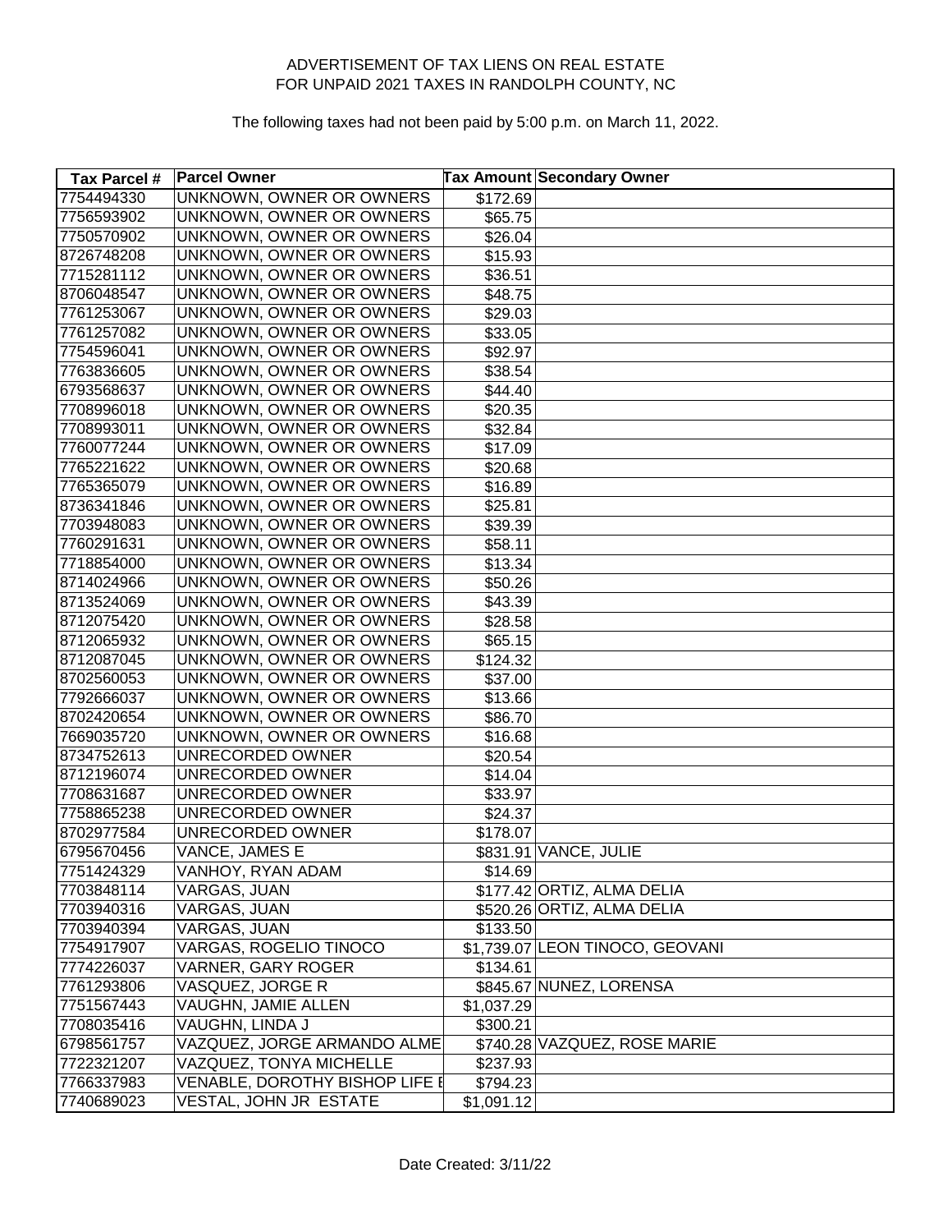ADVERTISEMENT OF TAX LIENS ON REAL ESTATE
FOR UNPAID 2021 TAXES IN RANDOLPH COUNTY, NC

The following taxes had not been paid by 5:00 p.m. on March 11, 2022.

| Tax Parcel # | Parcel Owner | Tax Amount | Secondary Owner |
|---|---|---|---|
| 7754494330 | UNKNOWN, OWNER OR OWNERS | $172.69 | |
| 7756593902 | UNKNOWN, OWNER OR OWNERS | $65.75 | |
| 7750570902 | UNKNOWN, OWNER OR OWNERS | $26.04 | |
| 8726748208 | UNKNOWN, OWNER OR OWNERS | $15.93 | |
| 7715281112 | UNKNOWN, OWNER OR OWNERS | $36.51 | |
| 8706048547 | UNKNOWN, OWNER OR OWNERS | $48.75 | |
| 7761253067 | UNKNOWN, OWNER OR OWNERS | $29.03 | |
| 7761257082 | UNKNOWN, OWNER OR OWNERS | $33.05 | |
| 7754596041 | UNKNOWN, OWNER OR OWNERS | $92.97 | |
| 7763836605 | UNKNOWN, OWNER OR OWNERS | $38.54 | |
| 6793568637 | UNKNOWN, OWNER OR OWNERS | $44.40 | |
| 7708996018 | UNKNOWN, OWNER OR OWNERS | $20.35 | |
| 7708993011 | UNKNOWN, OWNER OR OWNERS | $32.84 | |
| 7760077244 | UNKNOWN, OWNER OR OWNERS | $17.09 | |
| 7765221622 | UNKNOWN, OWNER OR OWNERS | $20.68 | |
| 7765365079 | UNKNOWN, OWNER OR OWNERS | $16.89 | |
| 8736341846 | UNKNOWN, OWNER OR OWNERS | $25.81 | |
| 7703948083 | UNKNOWN, OWNER OR OWNERS | $39.39 | |
| 7760291631 | UNKNOWN, OWNER OR OWNERS | $58.11 | |
| 7718854000 | UNKNOWN, OWNER OR OWNERS | $13.34 | |
| 8714024966 | UNKNOWN, OWNER OR OWNERS | $50.26 | |
| 8713524069 | UNKNOWN, OWNER OR OWNERS | $43.39 | |
| 8712075420 | UNKNOWN, OWNER OR OWNERS | $28.58 | |
| 8712065932 | UNKNOWN, OWNER OR OWNERS | $65.15 | |
| 8712087045 | UNKNOWN, OWNER OR OWNERS | $124.32 | |
| 8702560053 | UNKNOWN, OWNER OR OWNERS | $37.00 | |
| 7792666037 | UNKNOWN, OWNER OR OWNERS | $13.66 | |
| 8702420654 | UNKNOWN, OWNER OR OWNERS | $86.70 | |
| 7669035720 | UNKNOWN, OWNER OR OWNERS | $16.68 | |
| 8734752613 | UNRECORDED OWNER | $20.54 | |
| 8712196074 | UNRECORDED OWNER | $14.04 | |
| 7708631687 | UNRECORDED OWNER | $33.97 | |
| 7758865238 | UNRECORDED OWNER | $24.37 | |
| 8702977584 | UNRECORDED OWNER | $178.07 | |
| 6795670456 | VANCE, JAMES E | $831.91 | VANCE, JULIE |
| 7751424329 | VANHOY, RYAN ADAM | $14.69 | |
| 7703848114 | VARGAS, JUAN | $177.42 | ORTIZ, ALMA DELIA |
| 7703940316 | VARGAS, JUAN | $520.26 | ORTIZ, ALMA DELIA |
| 7703940394 | VARGAS, JUAN | $133.50 | |
| 7754917907 | VARGAS, ROGELIO TINOCO | $1,739.07 | LEON TINOCO, GEOVANI |
| 7774226037 | VARNER, GARY ROGER | $134.61 | |
| 7761293806 | VASQUEZ, JORGE R | $845.67 | NUNEZ, LORENSA |
| 7751567443 | VAUGHN, JAMIE ALLEN | $1,037.29 | |
| 7708035416 | VAUGHN, LINDA J | $300.21 | |
| 6798561757 | VAZQUEZ, JORGE ARMANDO ALME | $740.28 | VAZQUEZ, ROSE MARIE |
| 7722321207 | VAZQUEZ, TONYA MICHELLE | $237.93 | |
| 7766337983 | VENABLE, DOROTHY BISHOP LIFE E | $794.23 | |
| 7740689023 | VESTAL, JOHN JR ESTATE | $1,091.12 | |

Date Created: 3/11/22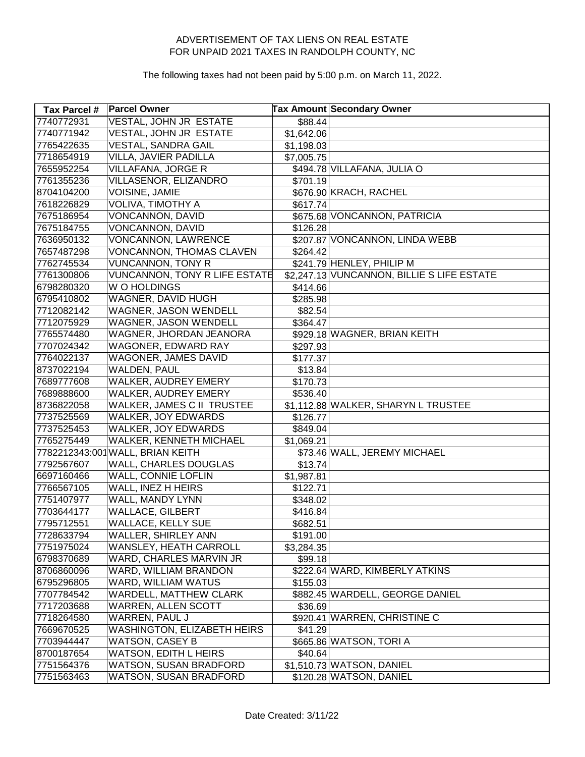ADVERTISEMENT OF TAX LIENS ON REAL ESTATE
FOR UNPAID 2021 TAXES IN RANDOLPH COUNTY, NC

The following taxes had not been paid by 5:00 p.m. on March 11, 2022.

| Tax Parcel # | Parcel Owner | Tax Amount | Secondary Owner |
|---|---|---|---|
| 7740772931 | VESTAL, JOHN JR ESTATE | $88.44 | |
| 7740771942 | VESTAL, JOHN JR ESTATE | $1,642.06 | |
| 7765422635 | VESTAL, SANDRA GAIL | $1,198.03 | |
| 7718654919 | VILLA, JAVIER PADILLA | $7,005.75 | |
| 7655952254 | VILLAFANA, JORGE R | $494.78 | VILLAFANA, JULIA O |
| 7761355236 | VILLASENOR, ELIZANDRO | $701.19 | |
| 8704104200 | VOISINE, JAMIE | $676.90 | KRACH, RACHEL |
| 7618226829 | VOLIVA, TIMOTHY A | $617.74 | |
| 7675186954 | VONCANNON, DAVID | $675.68 | VONCANNON, PATRICIA |
| 7675184755 | VONCANNON, DAVID | $126.28 | |
| 7636950132 | VONCANNON, LAWRENCE | $207.87 | VONCANNON, LINDA WEBB |
| 7657487298 | VONCANNON, THOMAS CLAVEN | $264.42 | |
| 7762745534 | VUNCANNON, TONY R | $241.79 | HENLEY, PHILIP M |
| 7761300806 | VUNCANNON, TONY R LIFE ESTATE | $2,247.13 | VUNCANNON, BILLIE S LIFE ESTATE |
| 6798280320 | W O HOLDINGS | $414.66 | |
| 6795410802 | WAGNER, DAVID HUGH | $285.98 | |
| 7712082142 | WAGNER, JASON WENDELL | $82.54 | |
| 7712075929 | WAGNER, JASON WENDELL | $364.47 | |
| 7765574480 | WAGNER, JHORDAN JEANORA | $929.18 | WAGNER, BRIAN KEITH |
| 7707024342 | WAGONER, EDWARD RAY | $297.93 | |
| 7764022137 | WAGONER, JAMES DAVID | $177.37 | |
| 8737022194 | WALDEN, PAUL | $13.84 | |
| 7689777608 | WALKER, AUDREY EMERY | $170.73 | |
| 7689888600 | WALKER, AUDREY EMERY | $536.40 | |
| 8736822058 | WALKER, JAMES C II TRUSTEE | $1,112.88 | WALKER, SHARYN L TRUSTEE |
| 7737525569 | WALKER, JOY EDWARDS | $126.77 | |
| 7737525453 | WALKER, JOY EDWARDS | $849.04 | |
| 7765275449 | WALKER, KENNETH MICHAEL | $1,069.21 | |
| 7782212343:001 | WALL, BRIAN KEITH | $73.46 | WALL, JEREMY MICHAEL |
| 7792567607 | WALL, CHARLES DOUGLAS | $13.74 | |
| 6697160466 | WALL, CONNIE LOFLIN | $1,987.81 | |
| 7766567105 | WALL, INEZ H HEIRS | $122.71 | |
| 7751407977 | WALL, MANDY LYNN | $348.02 | |
| 7703644177 | WALLACE, GILBERT | $416.84 | |
| 7795712551 | WALLACE, KELLY SUE | $682.51 | |
| 7728633794 | WALLER, SHIRLEY ANN | $191.00 | |
| 7751975024 | WANSLEY, HEATH CARROLL | $3,284.35 | |
| 6798370689 | WARD, CHARLES MARVIN JR | $99.18 | |
| 8706860096 | WARD, WILLIAM BRANDON | $222.64 | WARD, KIMBERLY ATKINS |
| 6795296805 | WARD, WILLIAM WATUS | $155.03 | |
| 7707784542 | WARDELL, MATTHEW CLARK | $882.45 | WARDELL, GEORGE DANIEL |
| 7717203688 | WARREN, ALLEN SCOTT | $36.69 | |
| 7718264580 | WARREN, PAUL J | $920.41 | WARREN, CHRISTINE C |
| 7669670525 | WASHINGTON, ELIZABETH HEIRS | $41.29 | |
| 7703944447 | WATSON, CASEY B | $665.86 | WATSON, TORI A |
| 8700187654 | WATSON, EDITH L HEIRS | $40.64 | |
| 7751564376 | WATSON, SUSAN BRADFORD | $1,510.73 | WATSON, DANIEL |
| 7751563463 | WATSON, SUSAN BRADFORD | $120.28 | WATSON, DANIEL |

Date Created: 3/11/22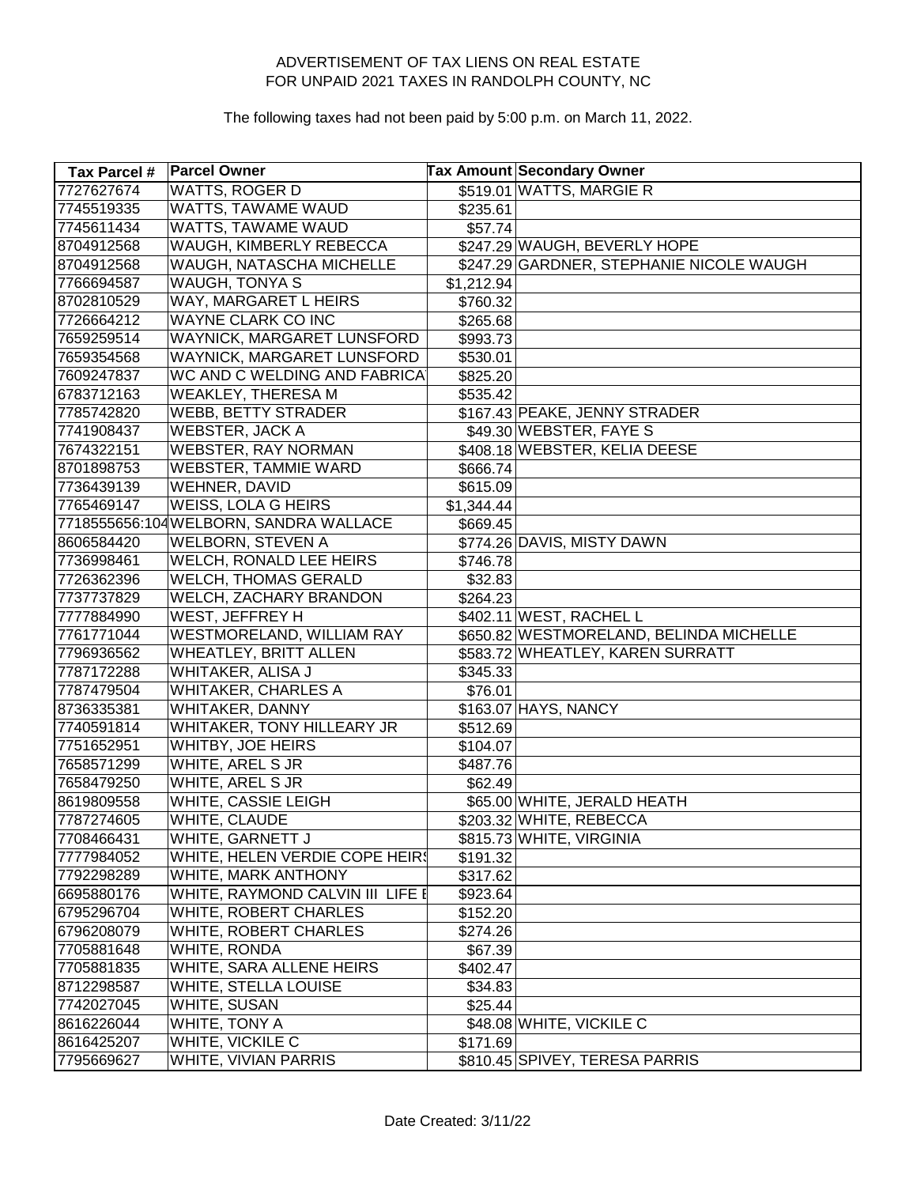ADVERTISEMENT OF TAX LIENS ON REAL ESTATE
FOR UNPAID 2021 TAXES IN RANDOLPH COUNTY, NC

The following taxes had not been paid by 5:00 p.m. on March 11, 2022.

| Tax Parcel # | Parcel Owner | Tax Amount | Secondary Owner |
|---|---|---|---|
| 7727627674 | WATTS, ROGER D | $519.01 | WATTS, MARGIE R |
| 7745519335 | WATTS, TAWAME WAUD | $235.61 | |
| 7745611434 | WATTS, TAWAME WAUD | $57.74 | |
| 8704912568 | WAUGH, KIMBERLY REBECCA | $247.29 | WAUGH, BEVERLY HOPE |
| 8704912568 | WAUGH, NATASCHA MICHELLE | $247.29 | GARDNER, STEPHANIE NICOLE WAUGH |
| 7766694587 | WAUGH, TONYA S | $1,212.94 | |
| 8702810529 | WAY, MARGARET L HEIRS | $760.32 | |
| 7726664212 | WAYNE CLARK CO INC | $265.68 | |
| 7659259514 | WAYNICK, MARGARET LUNSFORD | $993.73 | |
| 7659354568 | WAYNICK, MARGARET LUNSFORD | $530.01 | |
| 7609247837 | WC AND C WELDING AND FABRICA | $825.20 | |
| 6783712163 | WEAKLEY, THERESA M | $535.42 | |
| 7785742820 | WEBB, BETTY STRADER | $167.43 | PEAKE, JENNY STRADER |
| 7741908437 | WEBSTER, JACK A | $49.30 | WEBSTER, FAYE S |
| 7674322151 | WEBSTER, RAY NORMAN | $408.18 | WEBSTER, KELIA DEESE |
| 8701898753 | WEBSTER, TAMMIE WARD | $666.74 | |
| 7736439139 | WEHNER, DAVID | $615.09 | |
| 7765469147 | WEISS, LOLA G HEIRS | $1,344.44 | |
| 7718555656:104 | WELBORN, SANDRA WALLACE | $669.45 | |
| 8606584420 | WELBORN, STEVEN A | $774.26 | DAVIS, MISTY DAWN |
| 7736998461 | WELCH, RONALD LEE HEIRS | $746.78 | |
| 7726362396 | WELCH, THOMAS GERALD | $32.83 | |
| 7737737829 | WELCH, ZACHARY BRANDON | $264.23 | |
| 7777884990 | WEST, JEFFREY H | $402.11 | WEST, RACHEL L |
| 7761771044 | WESTMORELAND, WILLIAM RAY | $650.82 | WESTMORELAND, BELINDA MICHELLE |
| 7796936562 | WHEATLEY, BRITT ALLEN | $583.72 | WHEATLEY, KAREN SURRATT |
| 7787172288 | WHITAKER, ALISA J | $345.33 | |
| 7787479504 | WHITAKER, CHARLES A | $76.01 | |
| 8736335381 | WHITAKER, DANNY | $163.07 | HAYS, NANCY |
| 7740591814 | WHITAKER, TONY HILLEARY JR | $512.69 | |
| 7751652951 | WHITBY, JOE HEIRS | $104.07 | |
| 7658571299 | WHITE, AREL S JR | $487.76 | |
| 7658479250 | WHITE, AREL S JR | $62.49 | |
| 8619809558 | WHITE, CASSIE LEIGH | $65.00 | WHITE, JERALD HEATH |
| 7787274605 | WHITE, CLAUDE | $203.32 | WHITE, REBECCA |
| 7708466431 | WHITE, GARNETT J | $815.73 | WHITE, VIRGINIA |
| 7777984052 | WHITE, HELEN VERDIE COPE HEIRS | $191.32 | |
| 7792298289 | WHITE, MARK ANTHONY | $317.62 | |
| 6695880176 | WHITE, RAYMOND CALVIN III LIFE E | $923.64 | |
| 6795296704 | WHITE, ROBERT CHARLES | $152.20 | |
| 6796208079 | WHITE, ROBERT CHARLES | $274.26 | |
| 7705881648 | WHITE, RONDA | $67.39 | |
| 7705881835 | WHITE, SARA ALLENE HEIRS | $402.47 | |
| 8712298587 | WHITE, STELLA LOUISE | $34.83 | |
| 7742027045 | WHITE, SUSAN | $25.44 | |
| 8616226044 | WHITE, TONY A | $48.08 | WHITE, VICKILE C |
| 8616425207 | WHITE, VICKILE C | $171.69 | |
| 7795669627 | WHITE, VIVIAN PARRIS | $810.45 | SPIVEY, TERESA PARRIS |

Date Created: 3/11/22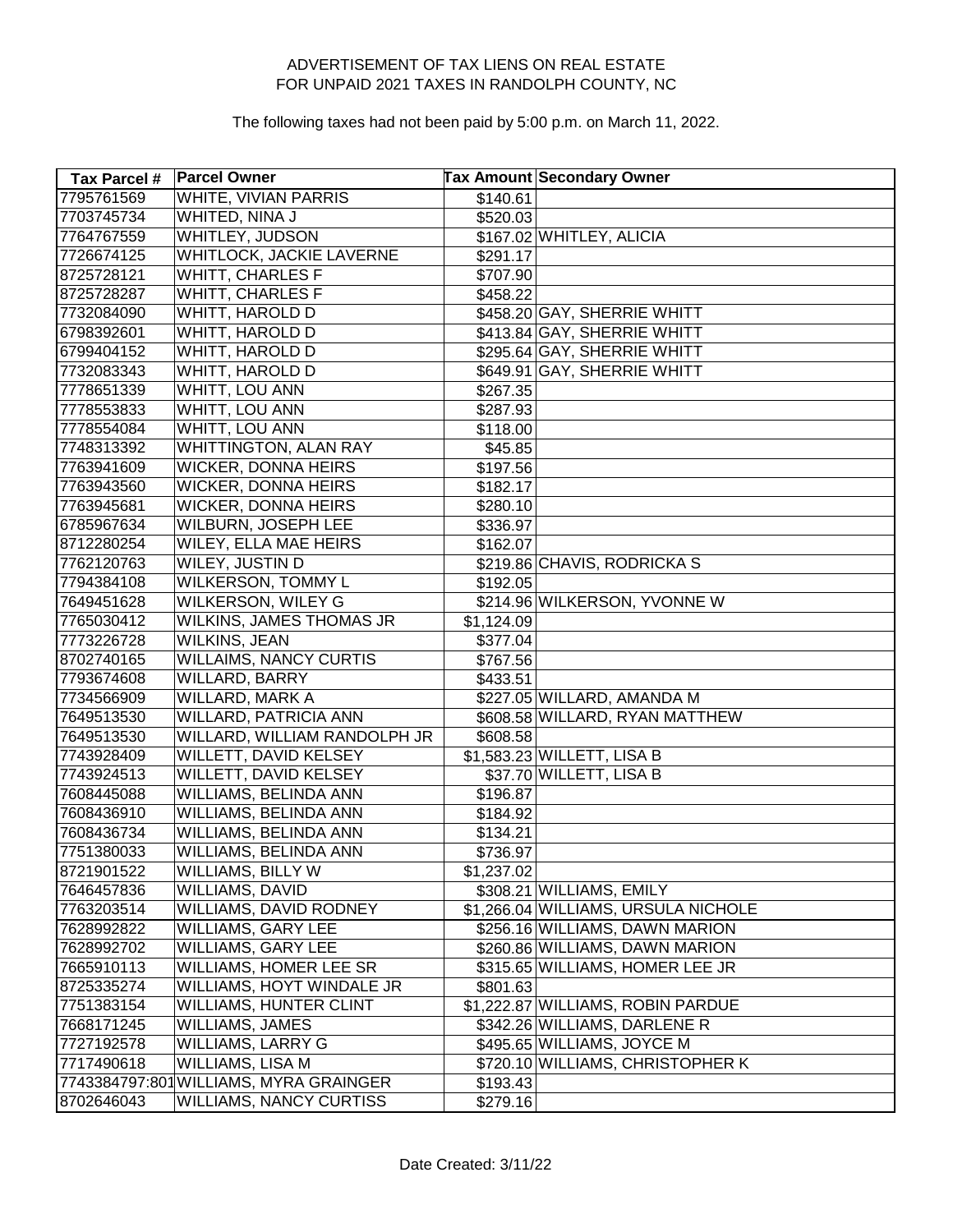ADVERTISEMENT OF TAX LIENS ON REAL ESTATE
FOR UNPAID 2021 TAXES IN RANDOLPH COUNTY, NC

The following taxes had not been paid by 5:00 p.m. on March 11, 2022.

| Tax Parcel # | Parcel Owner | Tax Amount | Secondary Owner |
|---|---|---|---|
| 7795761569 | WHITE, VIVIAN PARRIS | $140.61 | |
| 7703745734 | WHITED, NINA J | $520.03 | |
| 7764767559 | WHITLEY, JUDSON | $167.02 | WHITLEY, ALICIA |
| 7726674125 | WHITLOCK, JACKIE LAVERNE | $291.17 | |
| 8725728121 | WHITT, CHARLES F | $707.90 | |
| 8725728287 | WHITT, CHARLES F | $458.22 | |
| 7732084090 | WHITT, HAROLD D | $458.20 | GAY, SHERRIE WHITT |
| 6798392601 | WHITT, HAROLD D | $413.84 | GAY, SHERRIE WHITT |
| 6799404152 | WHITT, HAROLD D | $295.64 | GAY, SHERRIE WHITT |
| 7732083343 | WHITT, HAROLD D | $649.91 | GAY, SHERRIE WHITT |
| 7778651339 | WHITT, LOU ANN | $267.35 | |
| 7778553833 | WHITT, LOU ANN | $287.93 | |
| 7778554084 | WHITT, LOU ANN | $118.00 | |
| 7748313392 | WHITTINGTON, ALAN RAY | $45.85 | |
| 7763941609 | WICKER, DONNA HEIRS | $197.56 | |
| 7763943560 | WICKER, DONNA HEIRS | $182.17 | |
| 7763945681 | WICKER, DONNA HEIRS | $280.10 | |
| 6785967634 | WILBURN, JOSEPH LEE | $336.97 | |
| 8712280254 | WILEY, ELLA MAE HEIRS | $162.07 | |
| 7762120763 | WILEY, JUSTIN D | $219.86 | CHAVIS, RODRICKA S |
| 7794384108 | WILKERSON, TOMMY L | $192.05 | |
| 7649451628 | WILKERSON, WILEY G | $214.96 | WILKERSON, YVONNE W |
| 7765030412 | WILKINS, JAMES THOMAS JR | $1,124.09 | |
| 7773226728 | WILKINS, JEAN | $377.04 | |
| 8702740165 | WILLAIMS, NANCY CURTIS | $767.56 | |
| 7793674608 | WILLARD, BARRY | $433.51 | |
| 7734566909 | WILLARD, MARK A | $227.05 | WILLARD, AMANDA M |
| 7649513530 | WILLARD, PATRICIA ANN | $608.58 | WILLARD, RYAN MATTHEW |
| 7649513530 | WILLARD, WILLIAM RANDOLPH JR | $608.58 | |
| 7743928409 | WILLETT, DAVID KELSEY | $1,583.23 | WILLETT, LISA B |
| 7743924513 | WILLETT, DAVID KELSEY | $37.70 | WILLETT, LISA B |
| 7608445088 | WILLIAMS, BELINDA ANN | $196.87 | |
| 7608436910 | WILLIAMS, BELINDA ANN | $184.92 | |
| 7608436734 | WILLIAMS, BELINDA ANN | $134.21 | |
| 7751380033 | WILLIAMS, BELINDA ANN | $736.97 | |
| 8721901522 | WILLIAMS, BILLY W | $1,237.02 | |
| 7646457836 | WILLIAMS, DAVID | $308.21 | WILLIAMS, EMILY |
| 7763203514 | WILLIAMS, DAVID RODNEY | $1,266.04 | WILLIAMS, URSULA NICHOLE |
| 7628992822 | WILLIAMS, GARY LEE | $256.16 | WILLIAMS, DAWN MARION |
| 7628992702 | WILLIAMS, GARY LEE | $260.86 | WILLIAMS, DAWN MARION |
| 7665910113 | WILLIAMS, HOMER LEE SR | $315.65 | WILLIAMS, HOMER LEE JR |
| 8725335274 | WILLIAMS, HOYT WINDALE JR | $801.63 | |
| 7751383154 | WILLIAMS, HUNTER CLINT | $1,222.87 | WILLIAMS, ROBIN PARDUE |
| 7668171245 | WILLIAMS, JAMES | $342.26 | WILLIAMS, DARLENE R |
| 7727192578 | WILLIAMS, LARRY G | $495.65 | WILLIAMS, JOYCE M |
| 7717490618 | WILLIAMS, LISA M | $720.10 | WILLIAMS, CHRISTOPHER K |
| 7743384797:801 | WILLIAMS, MYRA GRAINGER | $193.43 | |
| 8702646043 | WILLIAMS, NANCY CURTISS | $279.16 | |

Date Created: 3/11/22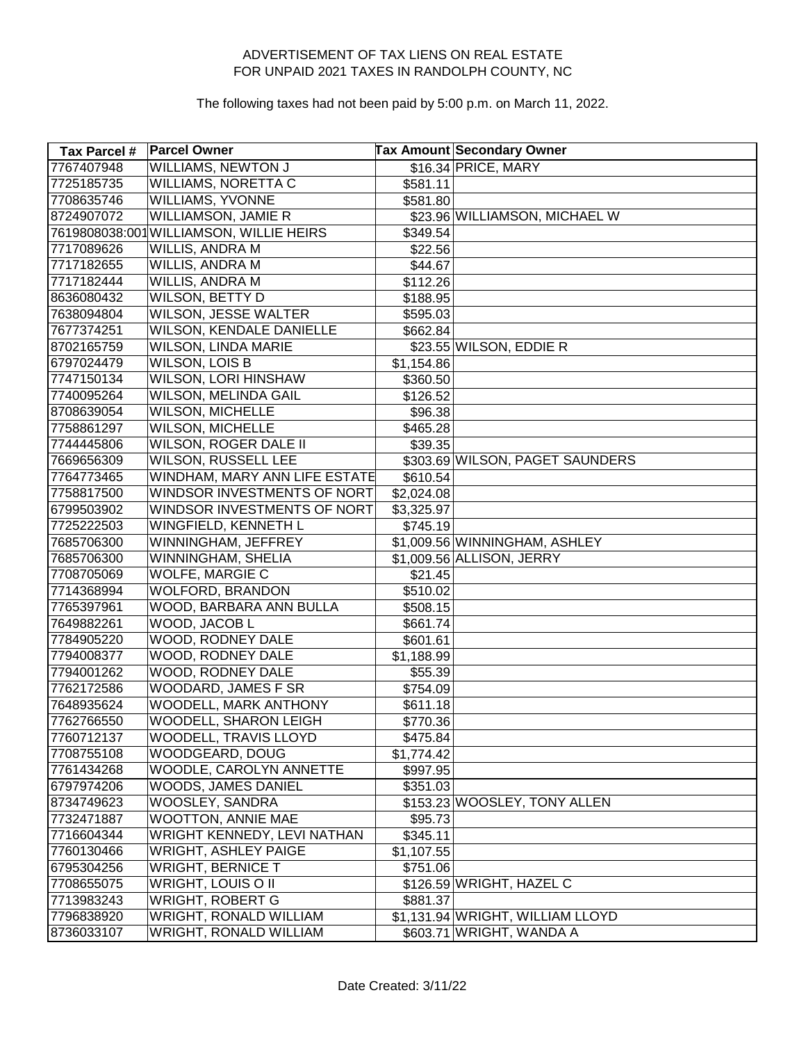ADVERTISEMENT OF TAX LIENS ON REAL ESTATE
FOR UNPAID 2021 TAXES IN RANDOLPH COUNTY, NC

The following taxes had not been paid by 5:00 p.m. on March 11, 2022.

| Tax Parcel # | Parcel Owner | Tax Amount | Secondary Owner |
|---|---|---|---|
| 7767407948 | WILLIAMS, NEWTON J | $16.34 | PRICE, MARY |
| 7725185735 | WILLIAMS, NORETTA C | $581.11 | |
| 7708635746 | WILLIAMS, YVONNE | $581.80 | |
| 8724907072 | WILLIAMSON, JAMIE R | $23.96 | WILLIAMSON, MICHAEL W |
| 7619808038:001 | WILLIAMSON, WILLIE HEIRS | $349.54 | |
| 7717089626 | WILLIS, ANDRA M | $22.56 | |
| 7717182655 | WILLIS, ANDRA M | $44.67 | |
| 7717182444 | WILLIS, ANDRA M | $112.26 | |
| 8636080432 | WILSON, BETTY D | $188.95 | |
| 7638094804 | WILSON, JESSE WALTER | $595.03 | |
| 7677374251 | WILSON, KENDALE DANIELLE | $662.84 | |
| 8702165759 | WILSON, LINDA MARIE | $23.55 | WILSON, EDDIE R |
| 6797024479 | WILSON, LOIS B | $1,154.86 | |
| 7747150134 | WILSON, LORI HINSHAW | $360.50 | |
| 7740095264 | WILSON, MELINDA GAIL | $126.52 | |
| 8708639054 | WILSON, MICHELLE | $96.38 | |
| 7758861297 | WILSON, MICHELLE | $465.28 | |
| 7744445806 | WILSON, ROGER DALE II | $39.35 | |
| 7669656309 | WILSON, RUSSELL LEE | $303.69 | WILSON, PAGET SAUNDERS |
| 7764773465 | WINDHAM, MARY ANN LIFE ESTATE | $610.54 | |
| 7758817500 | WINDSOR INVESTMENTS OF NORT | $2,024.08 | |
| 6799503902 | WINDSOR INVESTMENTS OF NORT | $3,325.97 | |
| 7725222503 | WINGFIELD, KENNETH L | $745.19 | |
| 7685706300 | WINNINGHAM, JEFFREY | $1,009.56 | WINNINGHAM, ASHLEY |
| 7685706300 | WINNINGHAM, SHELIA | $1,009.56 | ALLISON, JERRY |
| 7708705069 | WOLFE, MARGIE C | $21.45 | |
| 7714368994 | WOLFORD, BRANDON | $510.02 | |
| 7765397961 | WOOD, BARBARA ANN BULLA | $508.15 | |
| 7649882261 | WOOD, JACOB L | $661.74 | |
| 7784905220 | WOOD, RODNEY DALE | $601.61 | |
| 7794008377 | WOOD, RODNEY DALE | $1,188.99 | |
| 7794001262 | WOOD, RODNEY DALE | $55.39 | |
| 7762172586 | WOODARD, JAMES F SR | $754.09 | |
| 7648935624 | WOODELL, MARK ANTHONY | $611.18 | |
| 7762766550 | WOODELL, SHARON LEIGH | $770.36 | |
| 7760712137 | WOODELL, TRAVIS LLOYD | $475.84 | |
| 7708755108 | WOODGEARD, DOUG | $1,774.42 | |
| 7761434268 | WOODLE, CAROLYN ANNETTE | $997.95 | |
| 6797974206 | WOODS, JAMES DANIEL | $351.03 | |
| 8734749623 | WOOSLEY, SANDRA | $153.23 | WOOSLEY, TONY ALLEN |
| 7732471887 | WOOTTON, ANNIE MAE | $95.73 | |
| 7716604344 | WRIGHT KENNEDY, LEVI NATHAN | $345.11 | |
| 7760130466 | WRIGHT, ASHLEY PAIGE | $1,107.55 | |
| 6795304256 | WRIGHT, BERNICE T | $751.06 | |
| 7708655075 | WRIGHT, LOUIS O II | $126.59 | WRIGHT, HAZEL C |
| 7713983243 | WRIGHT, ROBERT G | $881.37 | |
| 7796838920 | WRIGHT, RONALD WILLIAM | $1,131.94 | WRIGHT, WILLIAM LLOYD |
| 8736033107 | WRIGHT, RONALD WILLIAM | $603.71 | WRIGHT, WANDA A |

Date Created: 3/11/22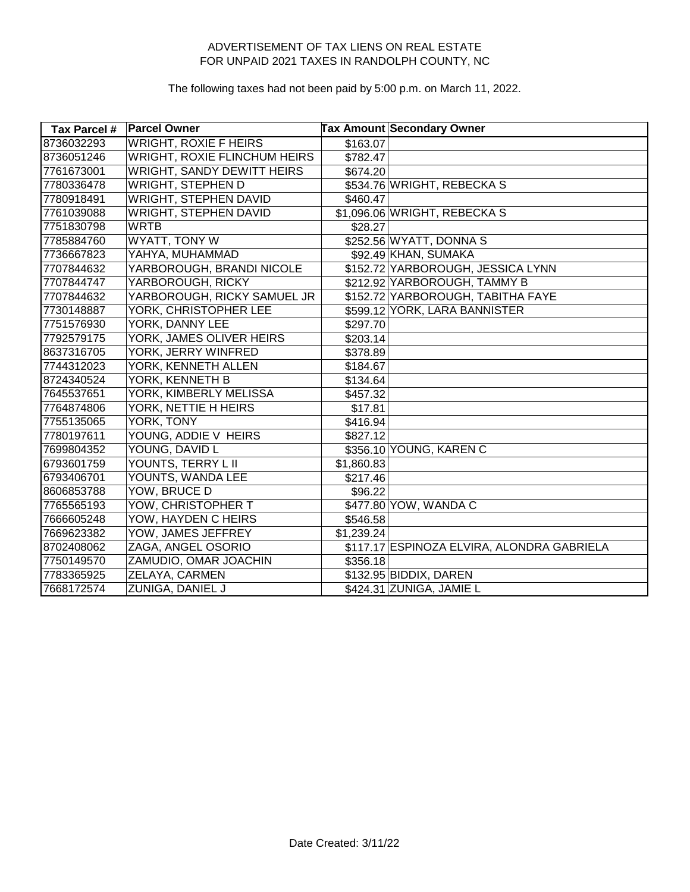ADVERTISEMENT OF TAX LIENS ON REAL ESTATE
FOR UNPAID 2021 TAXES IN RANDOLPH COUNTY, NC

The following taxes had not been paid by 5:00 p.m. on March 11, 2022.

| Tax Parcel # | Parcel Owner | Tax Amount | Secondary Owner |
|---|---|---|---|
| 8736032293 | WRIGHT, ROXIE F HEIRS | $163.07 | |
| 8736051246 | WRIGHT, ROXIE FLINCHUM HEIRS | $782.47 | |
| 7761673001 | WRIGHT, SANDY DEWITT HEIRS | $674.20 | |
| 7780336478 | WRIGHT, STEPHEN D | $534.76 | WRIGHT, REBECKA S |
| 7780918491 | WRIGHT, STEPHEN DAVID | $460.47 | |
| 7761039088 | WRIGHT, STEPHEN DAVID | $1,096.06 | WRIGHT, REBECKA S |
| 7751830798 | WRTB | $28.27 | |
| 7785884760 | WYATT, TONY W | $252.56 | WYATT, DONNA S |
| 7736667823 | YAHYA, MUHAMMAD | $92.49 | KHAN, SUMAKA |
| 7707844632 | YARBOROUGH, BRANDI NICOLE | $152.72 | YARBOROUGH, JESSICA LYNN |
| 7707844747 | YARBOROUGH, RICKY | $212.92 | YARBOROUGH, TAMMY B |
| 7707844632 | YARBOROUGH, RICKY SAMUEL JR | $152.72 | YARBOROUGH, TABITHA FAYE |
| 7730148887 | YORK, CHRISTOPHER LEE | $599.12 | YORK, LARA BANNISTER |
| 7751576930 | YORK, DANNY LEE | $297.70 | |
| 7792579175 | YORK, JAMES OLIVER HEIRS | $203.14 | |
| 8637316705 | YORK, JERRY WINFRED | $378.89 | |
| 7744312023 | YORK, KENNETH ALLEN | $184.67 | |
| 8724340524 | YORK, KENNETH B | $134.64 | |
| 7645537651 | YORK, KIMBERLY MELISSA | $457.32 | |
| 7764874806 | YORK, NETTIE H HEIRS | $17.81 | |
| 7755135065 | YORK, TONY | $416.94 | |
| 7780197611 | YOUNG, ADDIE V HEIRS | $827.12 | |
| 7699804352 | YOUNG, DAVID L | $356.10 | YOUNG, KAREN C |
| 6793601759 | YOUNTS, TERRY L II | $1,860.83 | |
| 6793406701 | YOUNTS, WANDA LEE | $217.46 | |
| 8606853788 | YOW, BRUCE D | $96.22 | |
| 7765565193 | YOW, CHRISTOPHER T | $477.80 | YOW, WANDA C |
| 7666605248 | YOW, HAYDEN C HEIRS | $546.58 | |
| 7669623382 | YOW, JAMES JEFFREY | $1,239.24 | |
| 8702408062 | ZAGA, ANGEL OSORIO | $117.17 | ESPINOZA ELVIRA, ALONDRA GABRIELA |
| 7750149570 | ZAMUDIO, OMAR JOACHIN | $356.18 | |
| 7783365925 | ZELAYA, CARMEN | $132.95 | BIDDIX, DAREN |
| 7668172574 | ZUNIGA, DANIEL J | $424.31 | ZUNIGA, JAMIE L |

Date Created: 3/11/22